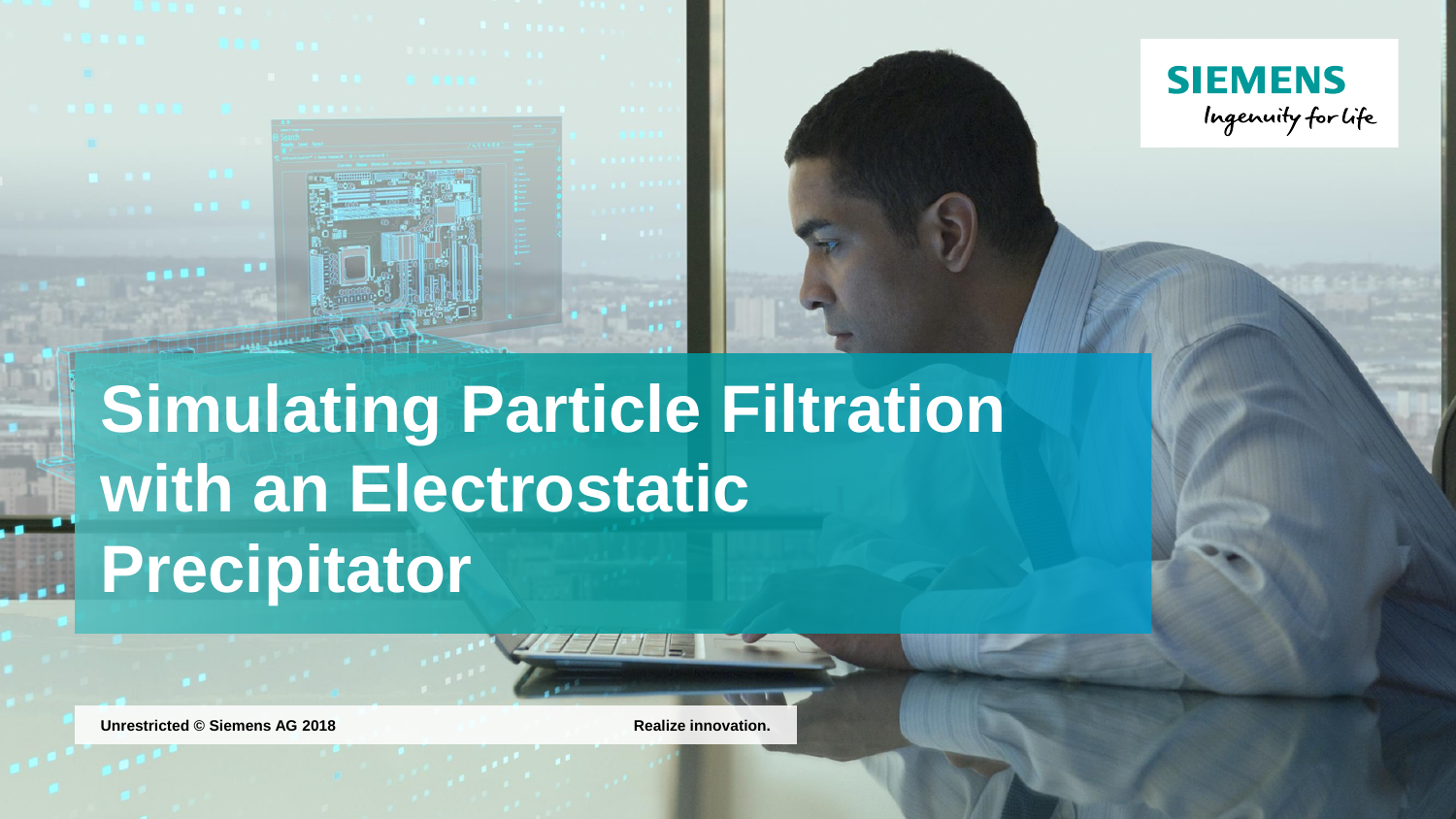SIEMENS
Ingenuity for life

# Simulating Particle Filtration with an Electrostatic Precipitator

Unrestricted © Siemens AG 2018

Realize innovation.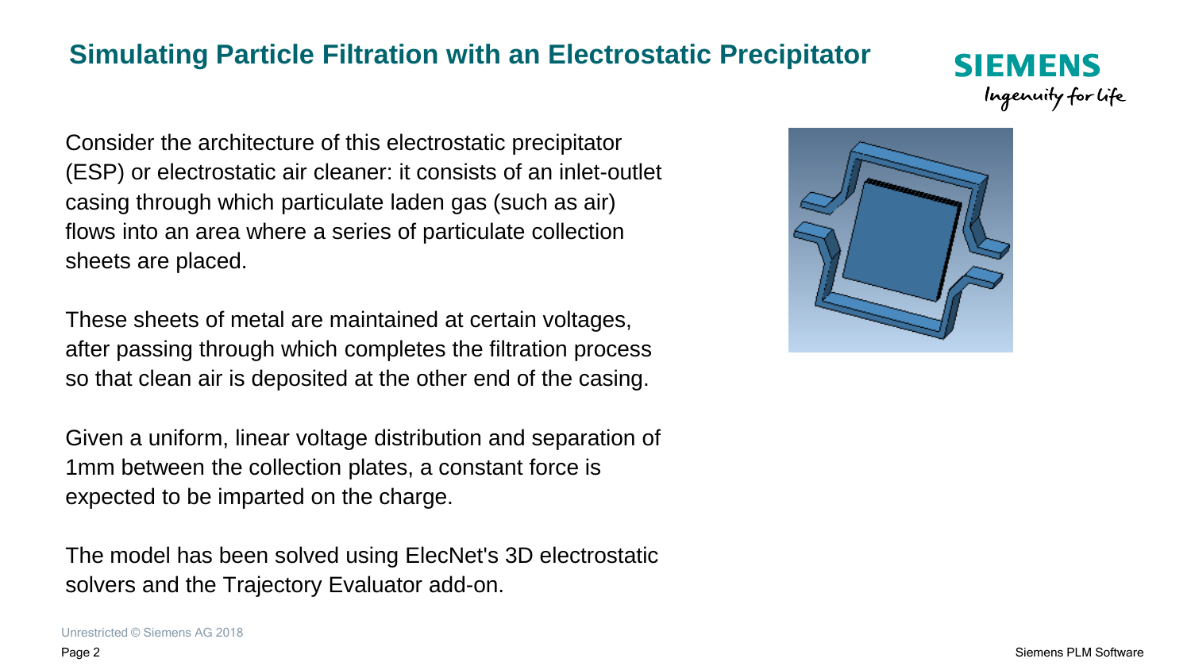## Simulating Particle Filtration with an Electrostatic Precipitator

Consider the architecture of this electrostatic precipitator (ESP) or electrostatic air cleaner: it consists of an inlet-outlet casing through which particulate laden gas (such as air) flows into an area where a series of particulate collection sheets are placed.

These sheets of metal are maintained at certain voltages, after passing through which completes the filtration process so that clean air is deposited at the other end of the casing.

Given a uniform, linear voltage distribution and separation of 1mm between the collection plates, a constant force is expected to be imparted on the charge.

The model has been solved using ElecNet's 3D electrostatic solvers and the Trajectory Evaluator add-on.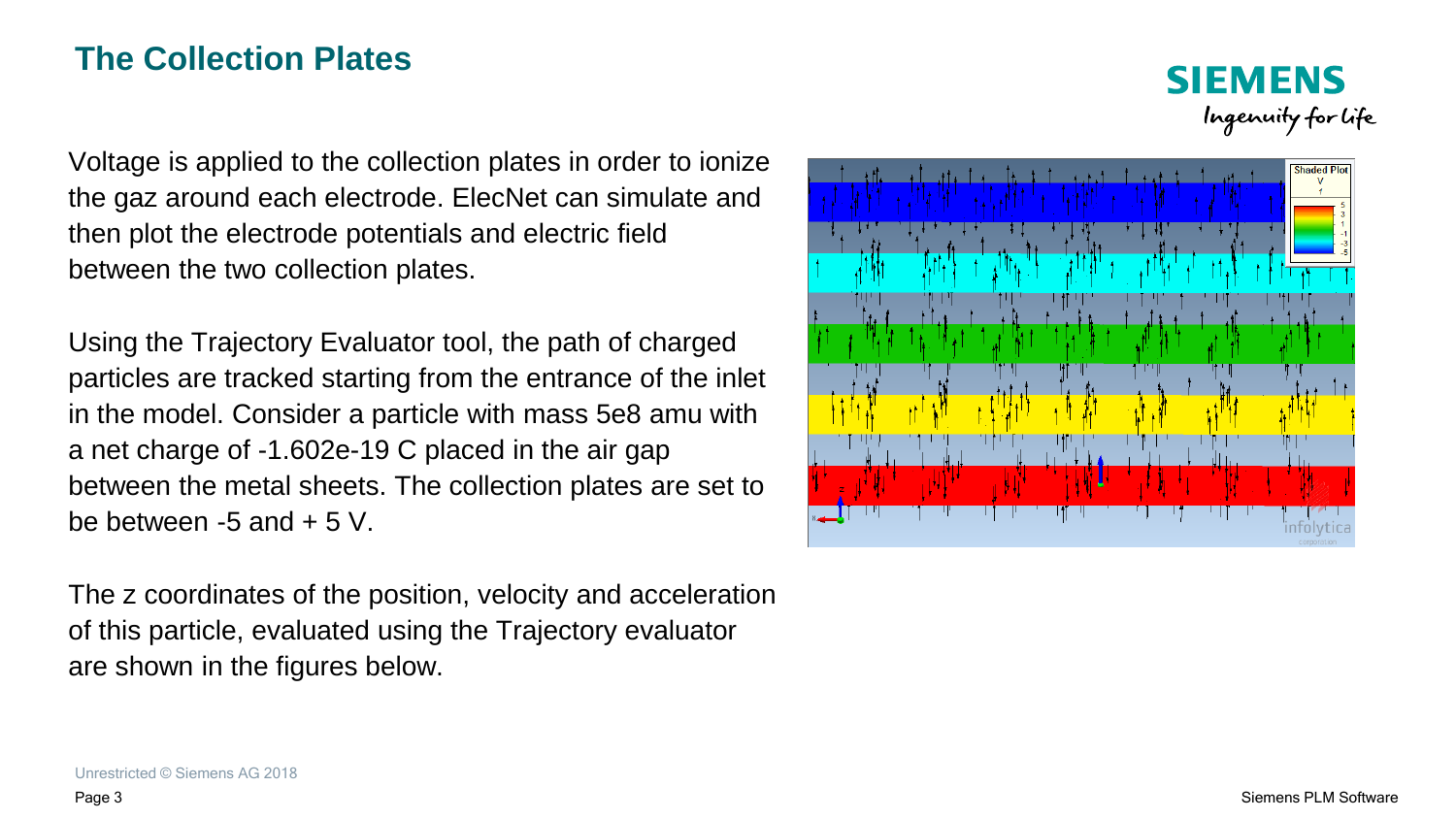## The Collection Plates

Voltage is applied to the collection plates in order to ionize the gaz around each electrode. ElecNet can simulate and then plot the electrode potentials and electric field between the two collection plates.

Using the Trajectory Evaluator tool, the path of charged particles are tracked starting from the entrance of the inlet in the model. Consider a particle with mass 5e8 amu with a net charge of -1.602e-19 C placed in the air gap between the metal sheets. The collection plates are set to be between -5 and + 5 V.

The z coordinates of the position, velocity and acceleration of this particle, evaluated using the Trajectory evaluator are shown in the figures below.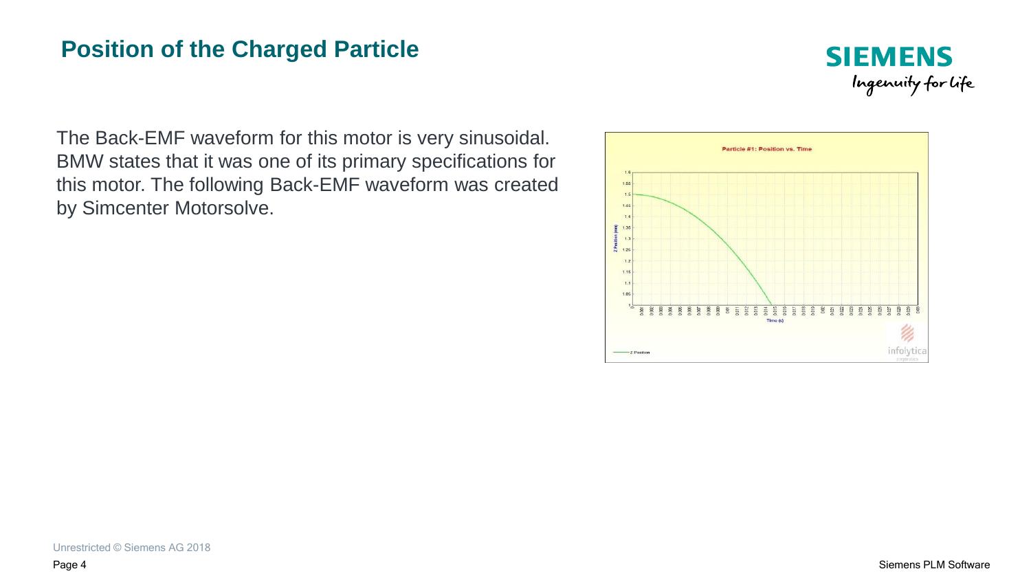# Position of the Charged Particle

The Back-EMF waveform for this motor is very sinusoidal. BMW states that it was one of its primary specifications for this motor. The following Back-EMF waveform was created by Simcenter Motorsolve.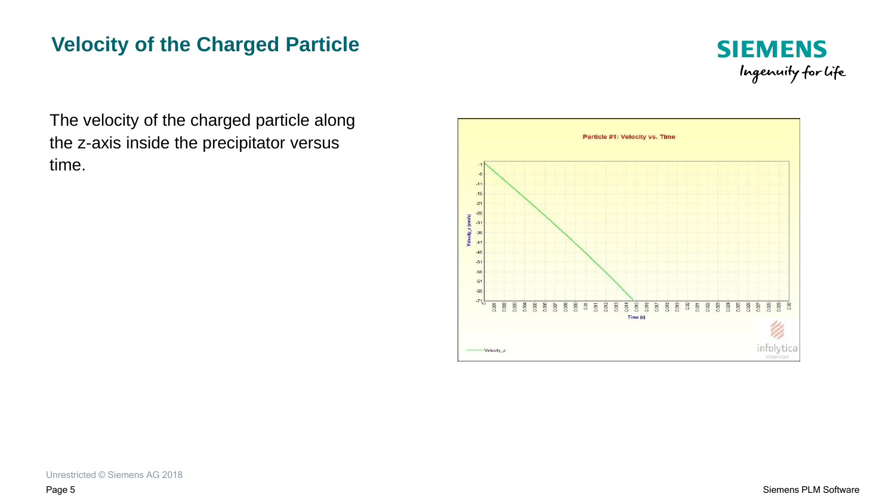# Velocity of the Charged Particle

The velocity of the charged particle along the z-axis inside the precipitator versus time.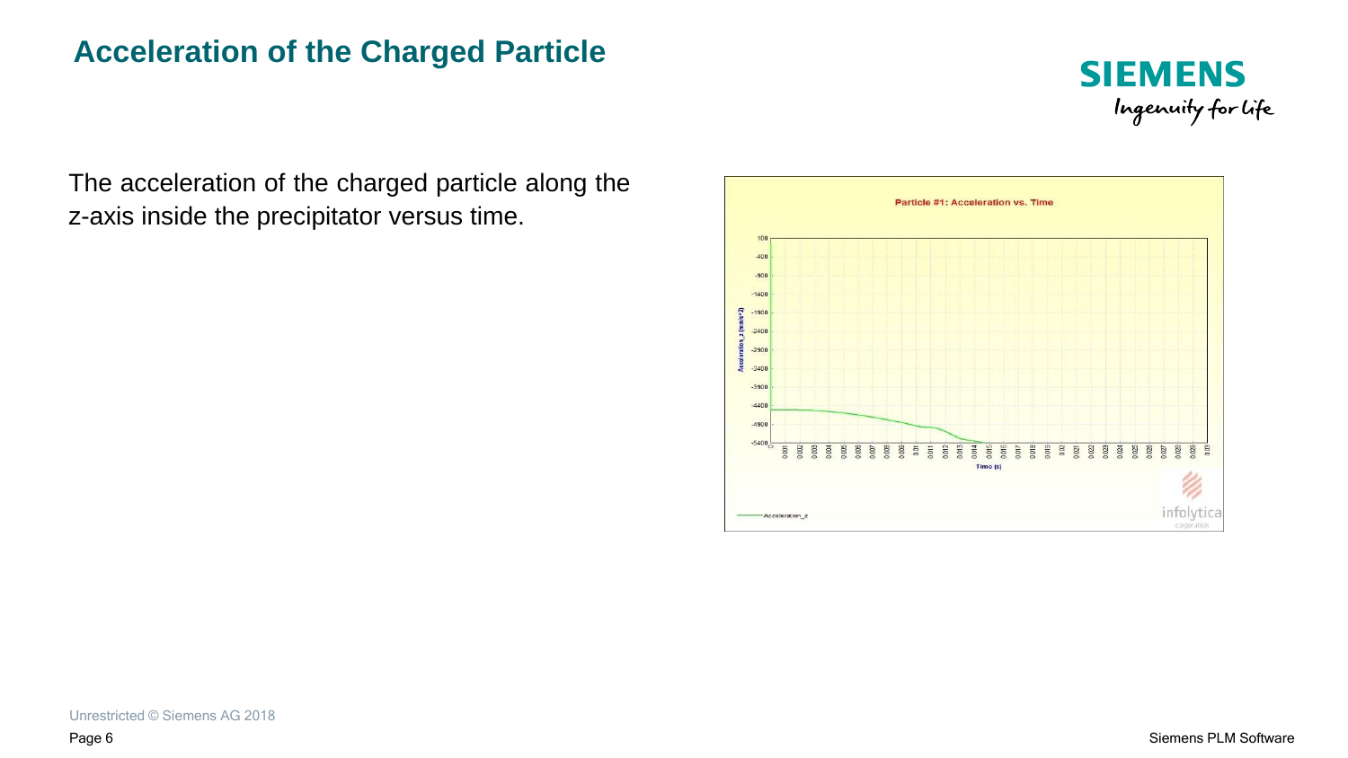# Acceleration of the Charged Particle

The acceleration of the charged particle along the z-axis inside the precipitator versus time.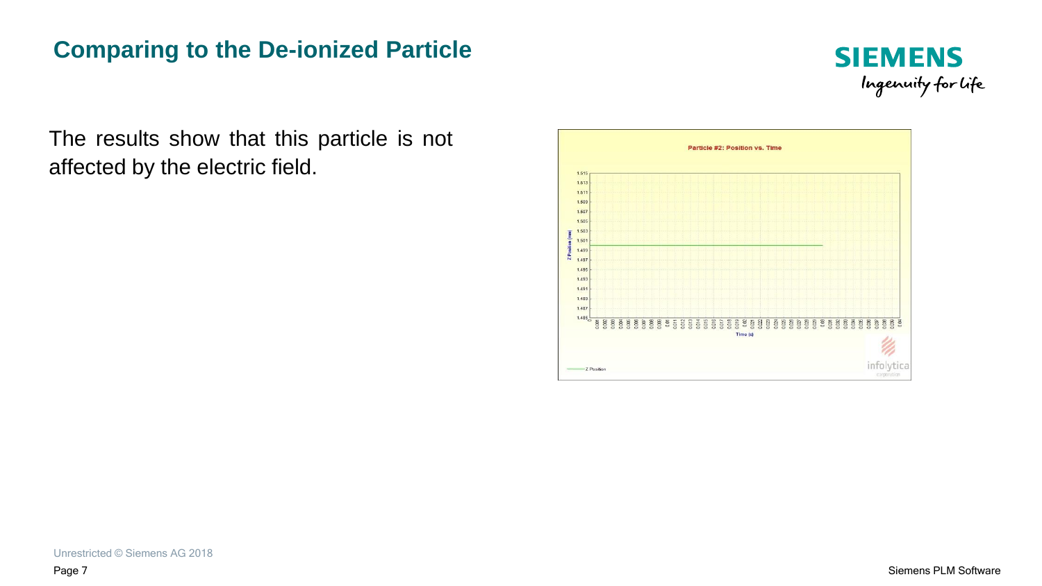# Comparing to the De-ionized Particle

The results show that this particle is not affected by the electric field.

Particle #2: Position vs. Time

Z Position (mm)

1.515
1.513
1.511
1.509
1.507
1.505
1.503
1.501
1.499
1.497
1.495
1.493
1.491
1.489
1.487
1.485

Time (s)

Z Position

infolytica corporation